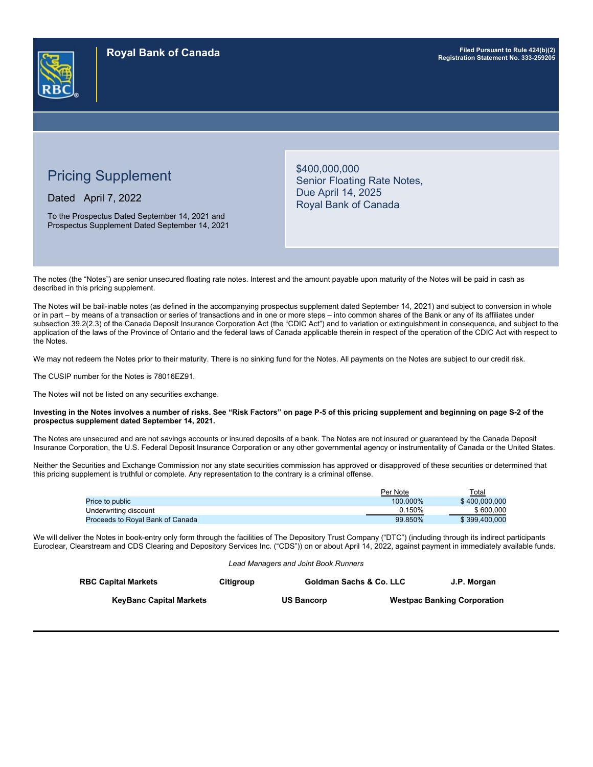**Royal Bank of Canada**

**Filed Pursuant to Rule 424(b)(2)**
**Registration Statement No. 333-259205**

# Pricing Supplement

Dated April 7, 2022

To the Prospectus Dated September 14, 2021 and Prospectus Supplement Dated September 14, 2021

## $400,000,000 Senior Floating Rate Notes, Due April 14, 2025 Royal Bank of Canada

The notes (the "Notes") are senior unsecured floating rate notes. Interest and the amount payable upon maturity of the Notes will be paid in cash as described in this pricing supplement.

The Notes will be bail-inable notes (as defined in the accompanying prospectus supplement dated September 14, 2021) and subject to conversion in whole or in part – by means of a transaction or series of transactions and in one or more steps – into common shares of the Bank or any of its affiliates under subsection 39.2(2.3) of the Canada Deposit Insurance Corporation Act (the "CDIC Act") and to variation or extinguishment in consequence, and subject to the application of the laws of the Province of Ontario and the federal laws of Canada applicable therein in respect of the operation of the CDIC Act with respect to the Notes.

We may not redeem the Notes prior to their maturity. There is no sinking fund for the Notes. All payments on the Notes are subject to our credit risk.

The CUSIP number for the Notes is 78016EZ91.

The Notes will not be listed on any securities exchange.

**Investing in the Notes involves a number of risks. See "Risk Factors" on page P-5 of this pricing supplement and beginning on page S-2 of the prospectus supplement dated September 14, 2021.**

The Notes are unsecured and are not savings accounts or insured deposits of a bank. The Notes are not insured or guaranteed by the Canada Deposit Insurance Corporation, the U.S. Federal Deposit Insurance Corporation or any other governmental agency or instrumentality of Canada or the United States.

Neither the Securities and Exchange Commission nor any state securities commission has approved or disapproved of these securities or determined that this pricing supplement is truthful or complete. Any representation to the contrary is a criminal offense.

| | Per Note | Total |
|---|---|---|
| Price to public | 100.000% | $ 400,000,000 |
| Underwriting discount | 0.150% | $ 600,000 |
| Proceeds to Royal Bank of Canada | 99.850% | $ 399,400,000 |

We will deliver the Notes in book-entry only form through the facilities of The Depository Trust Company ("DTC") (including through its indirect participants Euroclear, Clearstream and CDS Clearing and Depository Services Inc. ("CDS")) on or about April 14, 2022, against payment in immediately available funds.

*Lead Managers and Joint Book Runners*

**RBC Capital Markets** **Citigroup** **Goldman Sachs & Co. LLC** **J.P. Morgan**

**KeyBanc Capital Markets** **US Bancorp** **Westpac Banking Corporation**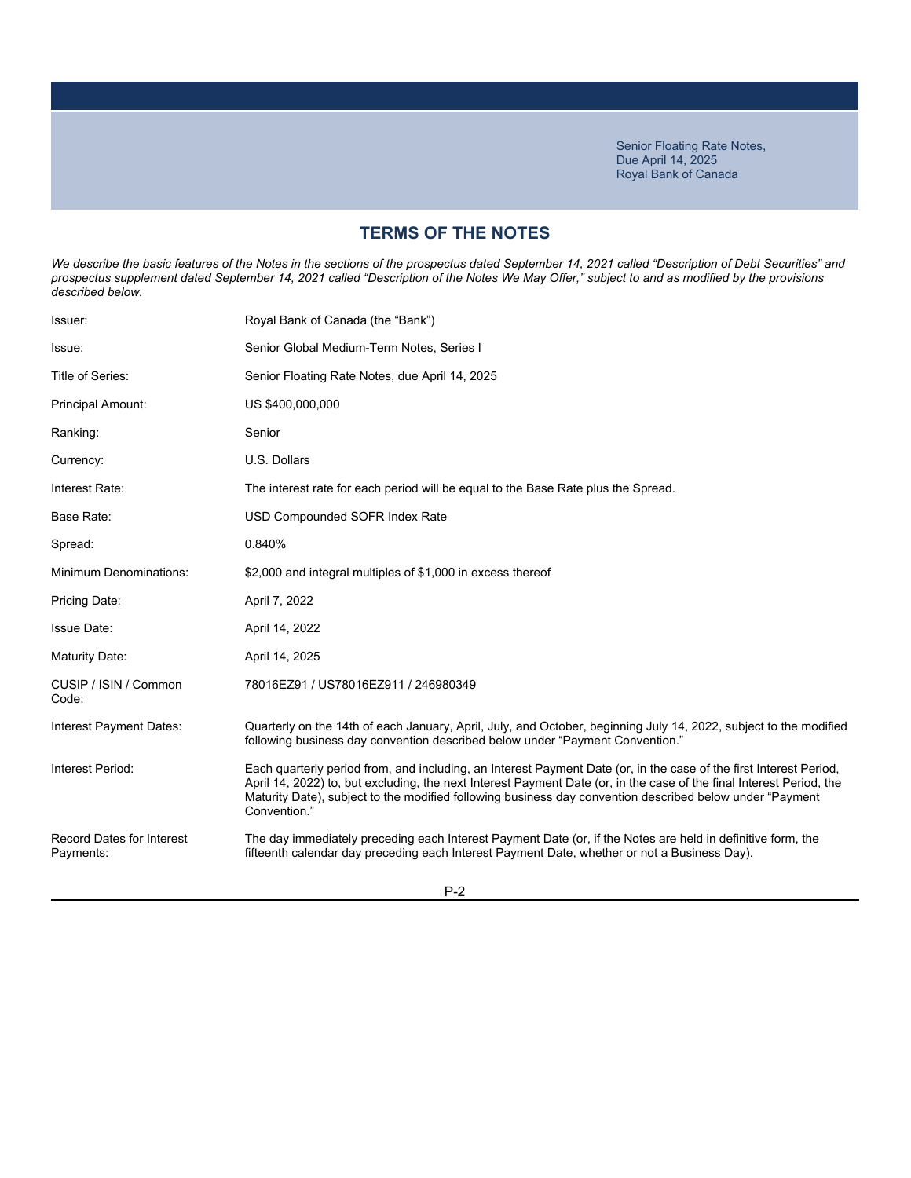Senior Floating Rate Notes,
Due April 14, 2025
Royal Bank of Canada

## TERMS OF THE NOTES

*We describe the basic features of the Notes in the sections of the prospectus dated September 14, 2021 called "Description of Debt Securities" and prospectus supplement dated September 14, 2021 called "Description of the Notes We May Offer," subject to and as modified by the provisions described below.*

| | |
|---|---|
| Issuer: | Royal Bank of Canada (the "Bank") |
| Issue: | Senior Global Medium-Term Notes, Series I |
| Title of Series: | Senior Floating Rate Notes, due April 14, 2025 |
| Principal Amount: | US $400,000,000 |
| Ranking: | Senior |
| Currency: | U.S. Dollars |
| Interest Rate: | The interest rate for each period will be equal to the Base Rate plus the Spread. |
| Base Rate: | USD Compounded SOFR Index Rate |
| Spread: | 0.840% |
| Minimum Denominations: | $2,000 and integral multiples of $1,000 in excess thereof |
| Pricing Date: | April 7, 2022 |
| Issue Date: | April 14, 2022 |
| Maturity Date: | April 14, 2025 |
| CUSIP / ISIN / Common Code: | 78016EZ91 / US78016EZ911 / 246980349 |
| Interest Payment Dates: | Quarterly on the 14th of each January, April, July, and October, beginning July 14, 2022, subject to the modified following business day convention described below under "Payment Convention." |
| Interest Period: | Each quarterly period from, and including, an Interest Payment Date (or, in the case of the first Interest Period, April 14, 2022) to, but excluding, the next Interest Payment Date (or, in the case of the final Interest Period, the Maturity Date), subject to the modified following business day convention described below under "Payment Convention." |
| Record Dates for Interest Payments: | The day immediately preceding each Interest Payment Date (or, if the Notes are held in definitive form, the fifteenth calendar day preceding each Interest Payment Date, whether or not a Business Day). |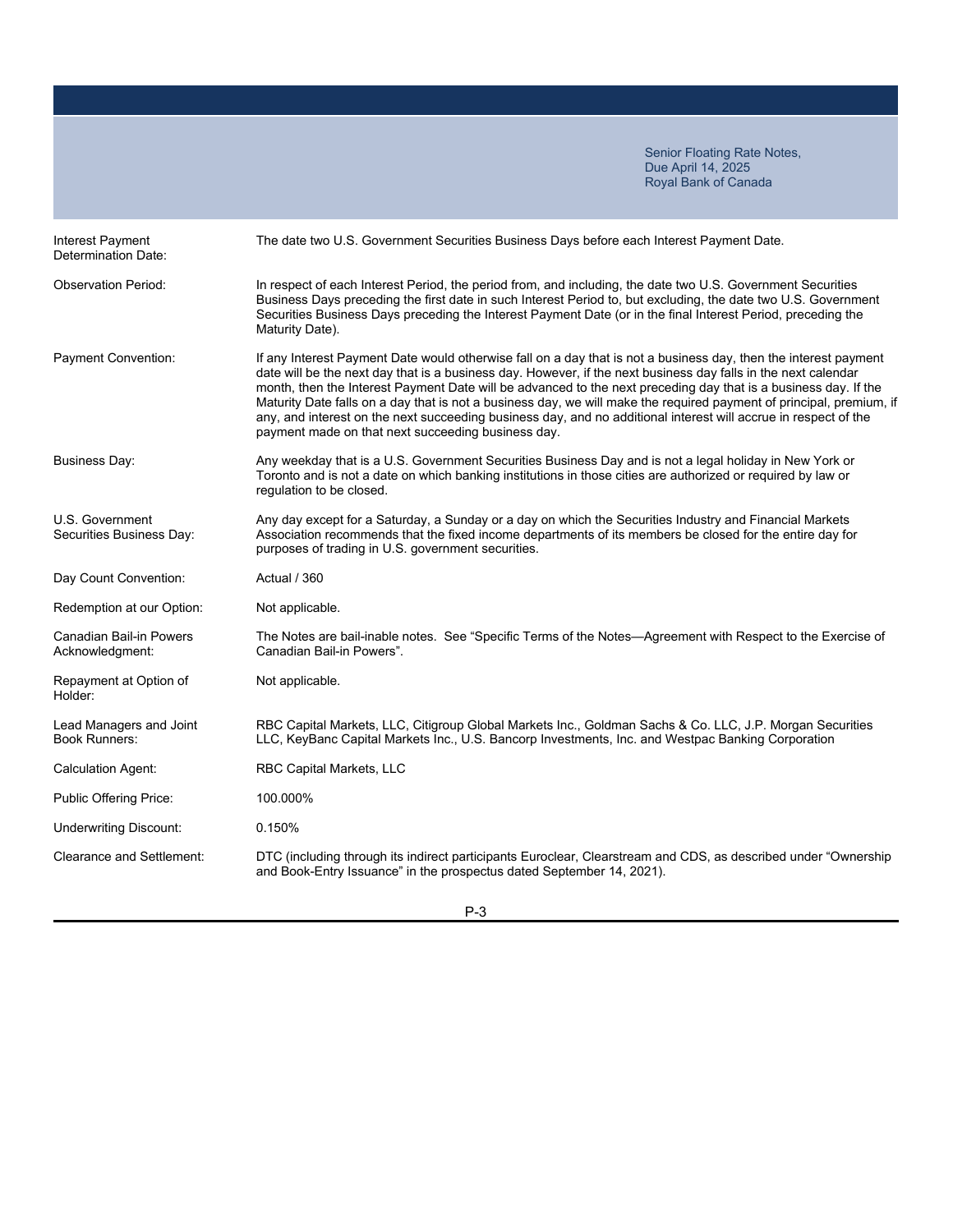| | |
|---|---|
| Interest Payment Determination Date: | The date two U.S. Government Securities Business Days before each Interest Payment Date. |
| Observation Period: | In respect of each Interest Period, the period from, and including, the date two U.S. Government Securities Business Days preceding the first date in such Interest Period to, but excluding, the date two U.S. Government Securities Business Days preceding the Interest Payment Date (or in the final Interest Period, preceding the Maturity Date). |
| Payment Convention: | If any Interest Payment Date would otherwise fall on a day that is not a business day, then the interest payment date will be the next day that is a business day. However, if the next business day falls in the next calendar month, then the Interest Payment Date will be advanced to the next preceding day that is a business day. If the Maturity Date falls on a day that is not a business day, we will make the required payment of principal, premium, if any, and interest on the next succeeding business day, and no additional interest will accrue in respect of the payment made on that next succeeding business day. |
| Business Day: | Any weekday that is a U.S. Government Securities Business Day and is not a legal holiday in New York or Toronto and is not a date on which banking institutions in those cities are authorized or required by law or regulation to be closed. |
| U.S. Government Securities Business Day: | Any day except for a Saturday, a Sunday or a day on which the Securities Industry and Financial Markets Association recommends that the fixed income departments of its members be closed for the entire day for purposes of trading in U.S. government securities. |
| Day Count Convention: | Actual / 360 |
| Redemption at our Option: | Not applicable. |
| Canadian Bail-in Powers Acknowledgment: | The Notes are bail-inable notes. See "Specific Terms of the Notes—Agreement with Respect to the Exercise of Canadian Bail-in Powers". |
| Repayment at Option of Holder: | Not applicable. |
| Lead Managers and Joint Book Runners: | RBC Capital Markets, LLC, Citigroup Global Markets Inc., Goldman Sachs & Co. LLC, J.P. Morgan Securities LLC, KeyBanc Capital Markets Inc., U.S. Bancorp Investments, Inc. and Westpac Banking Corporation |
| Calculation Agent: | RBC Capital Markets, LLC |
| Public Offering Price: | 100.000% |
| Underwriting Discount: | 0.150% |
| Clearance and Settlement: | DTC (including through its indirect participants Euroclear, Clearstream and CDS, as described under "Ownership and Book-Entry Issuance" in the prospectus dated September 14, 2021). |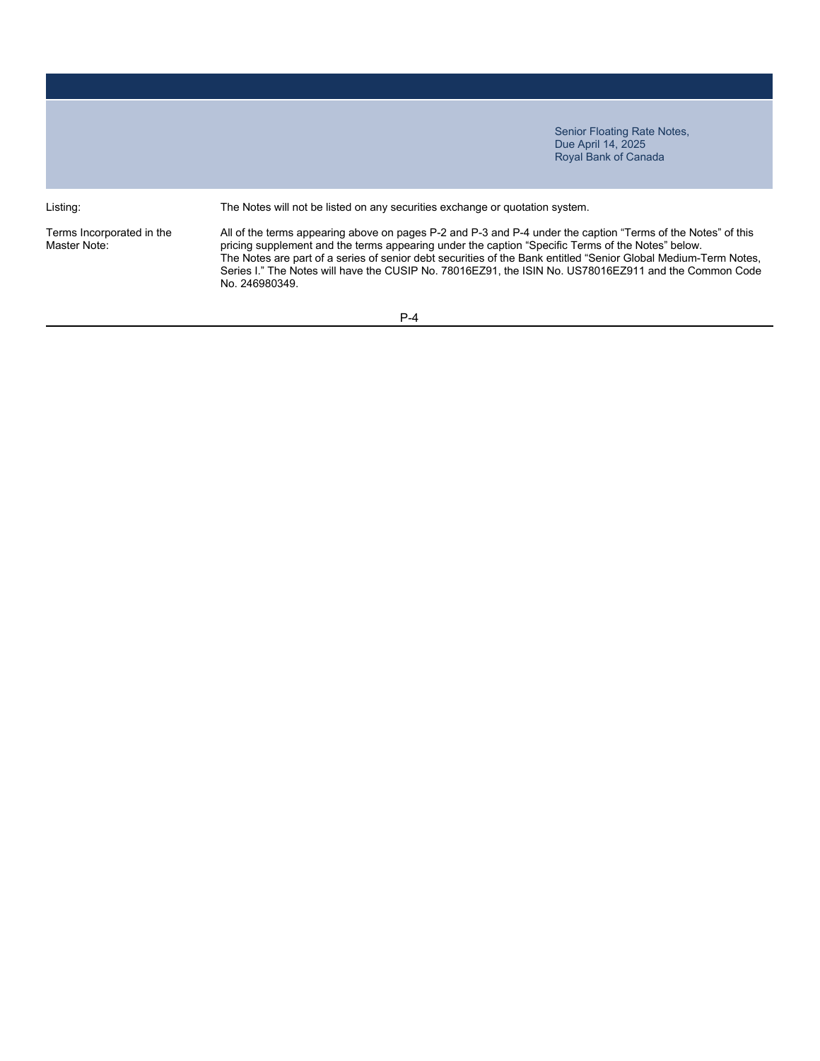| | |
|---|---|
| Listing: | The Notes will not be listed on any securities exchange or quotation system. |
| Terms Incorporated in the Master Note: | All of the terms appearing above on pages P-2 and P-3 and P-4 under the caption "Terms of the Notes" of this pricing supplement and the terms appearing under the caption "Specific Terms of the Notes" below. The Notes are part of a series of senior debt securities of the Bank entitled "Senior Global Medium-Term Notes, Series I." The Notes will have the CUSIP No. 78016EZ91, the ISIN No. US78016EZ911 and the Common Code No. 246980349. |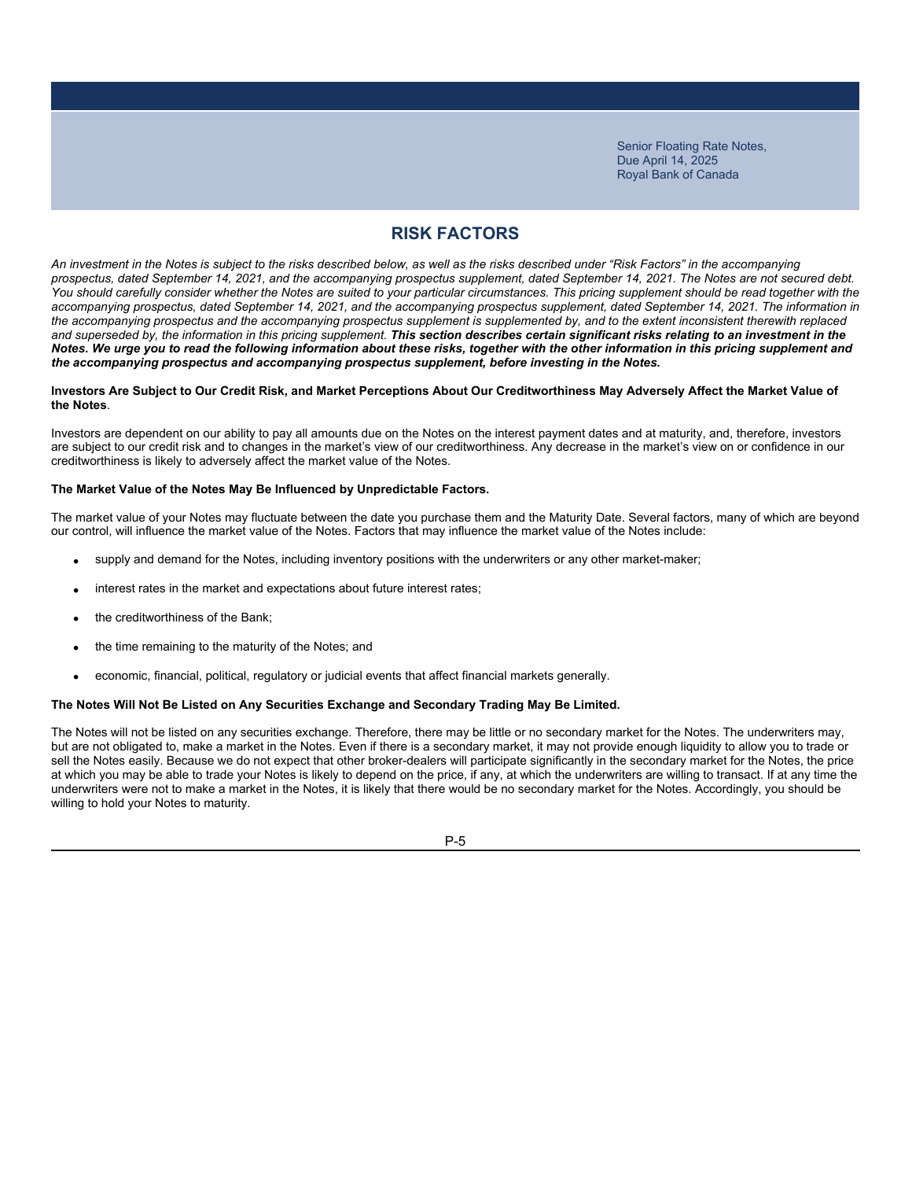# RISK FACTORS

*An investment in the Notes is subject to the risks described below, as well as the risks described under "Risk Factors" in the accompanying prospectus, dated September 14, 2021, and the accompanying prospectus supplement, dated September 14, 2021. The Notes are not secured debt. You should carefully consider whether the Notes are suited to your particular circumstances. This pricing supplement should be read together with the accompanying prospectus, dated September 14, 2021, and the accompanying prospectus supplement, dated September 14, 2021. The information in the accompanying prospectus and the accompanying prospectus supplement is supplemented by, and to the extent inconsistent therewith replaced and superseded by, the information in this pricing supplement.* ***This section describes certain significant risks relating to an investment in the Notes. We urge you to read the following information about these risks, together with the other information in this pricing supplement and the accompanying prospectus and accompanying prospectus supplement, before investing in the Notes.***

**Investors Are Subject to Our Credit Risk, and Market Perceptions About Our Creditworthiness May Adversely Affect the Market Value of the Notes**.

Investors are dependent on our ability to pay all amounts due on the Notes on the interest payment dates and at maturity, and, therefore, investors are subject to our credit risk and to changes in the market's view of our creditworthiness. Any decrease in the market's view on or confidence in our creditworthiness is likely to adversely affect the market value of the Notes.

**The Market Value of the Notes May Be Influenced by Unpredictable Factors.**

The market value of your Notes may fluctuate between the date you purchase them and the Maturity Date. Several factors, many of which are beyond our control, will influence the market value of the Notes. Factors that may influence the market value of the Notes include:

- supply and demand for the Notes, including inventory positions with the underwriters or any other market-maker;
- interest rates in the market and expectations about future interest rates;
- the creditworthiness of the Bank;
- the time remaining to the maturity of the Notes; and
- economic, financial, political, regulatory or judicial events that affect financial markets generally.

**The Notes Will Not Be Listed on Any Securities Exchange and Secondary Trading May Be Limited.**

The Notes will not be listed on any securities exchange. Therefore, there may be little or no secondary market for the Notes. The underwriters may, but are not obligated to, make a market in the Notes. Even if there is a secondary market, it may not provide enough liquidity to allow you to trade or sell the Notes easily. Because we do not expect that other broker-dealers will participate significantly in the secondary market for the Notes, the price at which you may be able to trade your Notes is likely to depend on the price, if any, at which the underwriters are willing to transact. If at any time the underwriters were not to make a market in the Notes, it is likely that there would be no secondary market for the Notes. Accordingly, you should be willing to hold your Notes to maturity.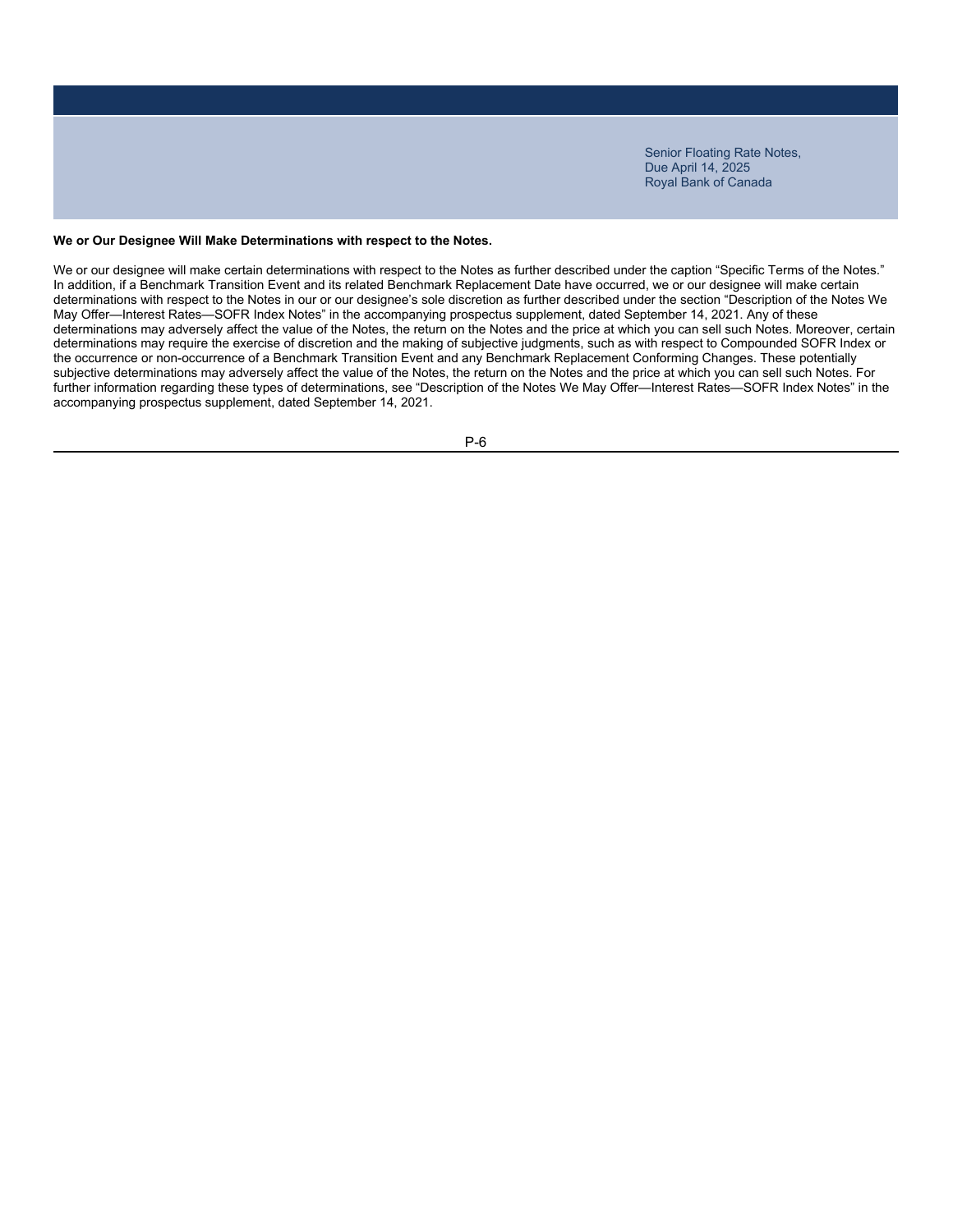**We or Our Designee Will Make Determinations with respect to the Notes.**

We or our designee will make certain determinations with respect to the Notes as further described under the caption "Specific Terms of the Notes." In addition, if a Benchmark Transition Event and its related Benchmark Replacement Date have occurred, we or our designee will make certain determinations with respect to the Notes in our or our designee's sole discretion as further described under the section "Description of the Notes We May Offer—Interest Rates—SOFR Index Notes" in the accompanying prospectus supplement, dated September 14, 2021. Any of these determinations may adversely affect the value of the Notes, the return on the Notes and the price at which you can sell such Notes. Moreover, certain determinations may require the exercise of discretion and the making of subjective judgments, such as with respect to Compounded SOFR Index or the occurrence or non-occurrence of a Benchmark Transition Event and any Benchmark Replacement Conforming Changes. These potentially subjective determinations may adversely affect the value of the Notes, the return on the Notes and the price at which you can sell such Notes. For further information regarding these types of determinations, see "Description of the Notes We May Offer—Interest Rates—SOFR Index Notes" in the accompanying prospectus supplement, dated September 14, 2021.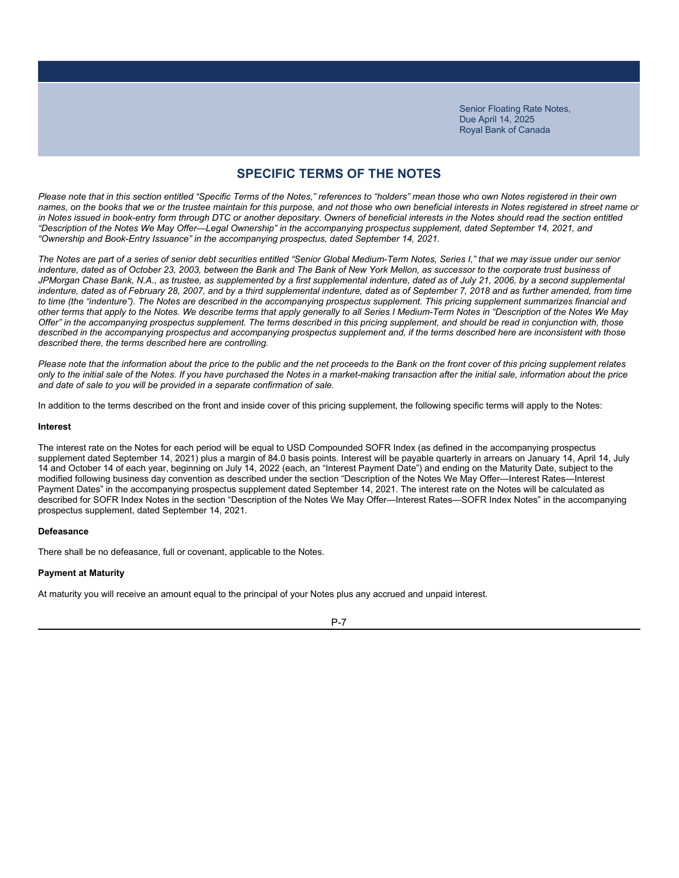Senior Floating Rate Notes,
Due April 14, 2025
Royal Bank of Canada

## SPECIFIC TERMS OF THE NOTES

*Please note that in this section entitled "Specific Terms of the Notes," references to "holders" mean those who own Notes registered in their own names, on the books that we or the trustee maintain for this purpose, and not those who own beneficial interests in Notes registered in street name or in Notes issued in book-entry form through DTC or another depositary. Owners of beneficial interests in the Notes should read the section entitled "Description of the Notes We May Offer—Legal Ownership" in the accompanying prospectus supplement, dated September 14, 2021, and "Ownership and Book-Entry Issuance" in the accompanying prospectus, dated September 14, 2021.*

*The Notes are part of a series of senior debt securities entitled "Senior Global Medium-Term Notes, Series I," that we may issue under our senior indenture, dated as of October 23, 2003, between the Bank and The Bank of New York Mellon, as successor to the corporate trust business of JPMorgan Chase Bank, N.A., as trustee, as supplemented by a first supplemental indenture, dated as of July 21, 2006, by a second supplemental indenture, dated as of February 28, 2007, and by a third supplemental indenture, dated as of September 7, 2018 and as further amended, from time to time (the "indenture"). The Notes are described in the accompanying prospectus supplement. This pricing supplement summarizes financial and other terms that apply to the Notes. We describe terms that apply generally to all Series I Medium-Term Notes in "Description of the Notes We May Offer" in the accompanying prospectus supplement. The terms described in this pricing supplement, and should be read in conjunction with, those described in the accompanying prospectus and accompanying prospectus supplement and, if the terms described here are inconsistent with those described there, the terms described here are controlling.*

*Please note that the information about the price to the public and the net proceeds to the Bank on the front cover of this pricing supplement relates only to the initial sale of the Notes. If you have purchased the Notes in a market-making transaction after the initial sale, information about the price and date of sale to you will be provided in a separate confirmation of sale.*

In addition to the terms described on the front and inside cover of this pricing supplement, the following specific terms will apply to the Notes:

**Interest**

The interest rate on the Notes for each period will be equal to USD Compounded SOFR Index (as defined in the accompanying prospectus supplement dated September 14, 2021) plus a margin of 84.0 basis points. Interest will be payable quarterly in arrears on January 14, April 14, July 14 and October 14 of each year, beginning on July 14, 2022 (each, an "Interest Payment Date") and ending on the Maturity Date, subject to the modified following business day convention as described under the section "Description of the Notes We May Offer—Interest Rates—Interest Payment Dates" in the accompanying prospectus supplement dated September 14, 2021. The interest rate on the Notes will be calculated as described for SOFR Index Notes in the section "Description of the Notes We May Offer—Interest Rates—SOFR Index Notes" in the accompanying prospectus supplement, dated September 14, 2021.

**Defeasance**

There shall be no defeasance, full or covenant, applicable to the Notes.

**Payment at Maturity**

At maturity you will receive an amount equal to the principal of your Notes plus any accrued and unpaid interest.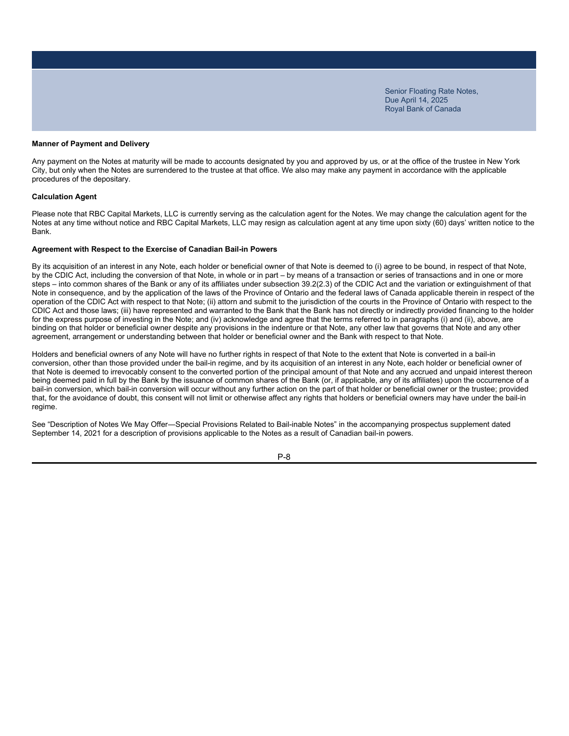### Manner of Payment and Delivery

Any payment on the Notes at maturity will be made to accounts designated by you and approved by us, or at the office of the trustee in New York City, but only when the Notes are surrendered to the trustee at that office. We also may make any payment in accordance with the applicable procedures of the depositary.

### Calculation Agent

Please note that RBC Capital Markets, LLC is currently serving as the calculation agent for the Notes. We may change the calculation agent for the Notes at any time without notice and RBC Capital Markets, LLC may resign as calculation agent at any time upon sixty (60) days' written notice to the Bank.

### Agreement with Respect to the Exercise of Canadian Bail-in Powers

By its acquisition of an interest in any Note, each holder or beneficial owner of that Note is deemed to (i) agree to be bound, in respect of that Note, by the CDIC Act, including the conversion of that Note, in whole or in part – by means of a transaction or series of transactions and in one or more steps – into common shares of the Bank or any of its affiliates under subsection 39.2(2.3) of the CDIC Act and the variation or extinguishment of that Note in consequence, and by the application of the laws of the Province of Ontario and the federal laws of Canada applicable therein in respect of the operation of the CDIC Act with respect to that Note; (ii) attorn and submit to the jurisdiction of the courts in the Province of Ontario with respect to the CDIC Act and those laws; (iii) have represented and warranted to the Bank that the Bank has not directly or indirectly provided financing to the holder for the express purpose of investing in the Note; and (iv) acknowledge and agree that the terms referred to in paragraphs (i) and (ii), above, are binding on that holder or beneficial owner despite any provisions in the indenture or that Note, any other law that governs that Note and any other agreement, arrangement or understanding between that holder or beneficial owner and the Bank with respect to that Note.

Holders and beneficial owners of any Note will have no further rights in respect of that Note to the extent that Note is converted in a bail-in conversion, other than those provided under the bail-in regime, and by its acquisition of an interest in any Note, each holder or beneficial owner of that Note is deemed to irrevocably consent to the converted portion of the principal amount of that Note and any accrued and unpaid interest thereon being deemed paid in full by the Bank by the issuance of common shares of the Bank (or, if applicable, any of its affiliates) upon the occurrence of a bail-in conversion, which bail-in conversion will occur without any further action on the part of that holder or beneficial owner or the trustee; provided that, for the avoidance of doubt, this consent will not limit or otherwise affect any rights that holders or beneficial owners may have under the bail-in regime.

See "Description of Notes We May Offer—Special Provisions Related to Bail-inable Notes" in the accompanying prospectus supplement dated September 14, 2021 for a description of provisions applicable to the Notes as a result of Canadian bail-in powers.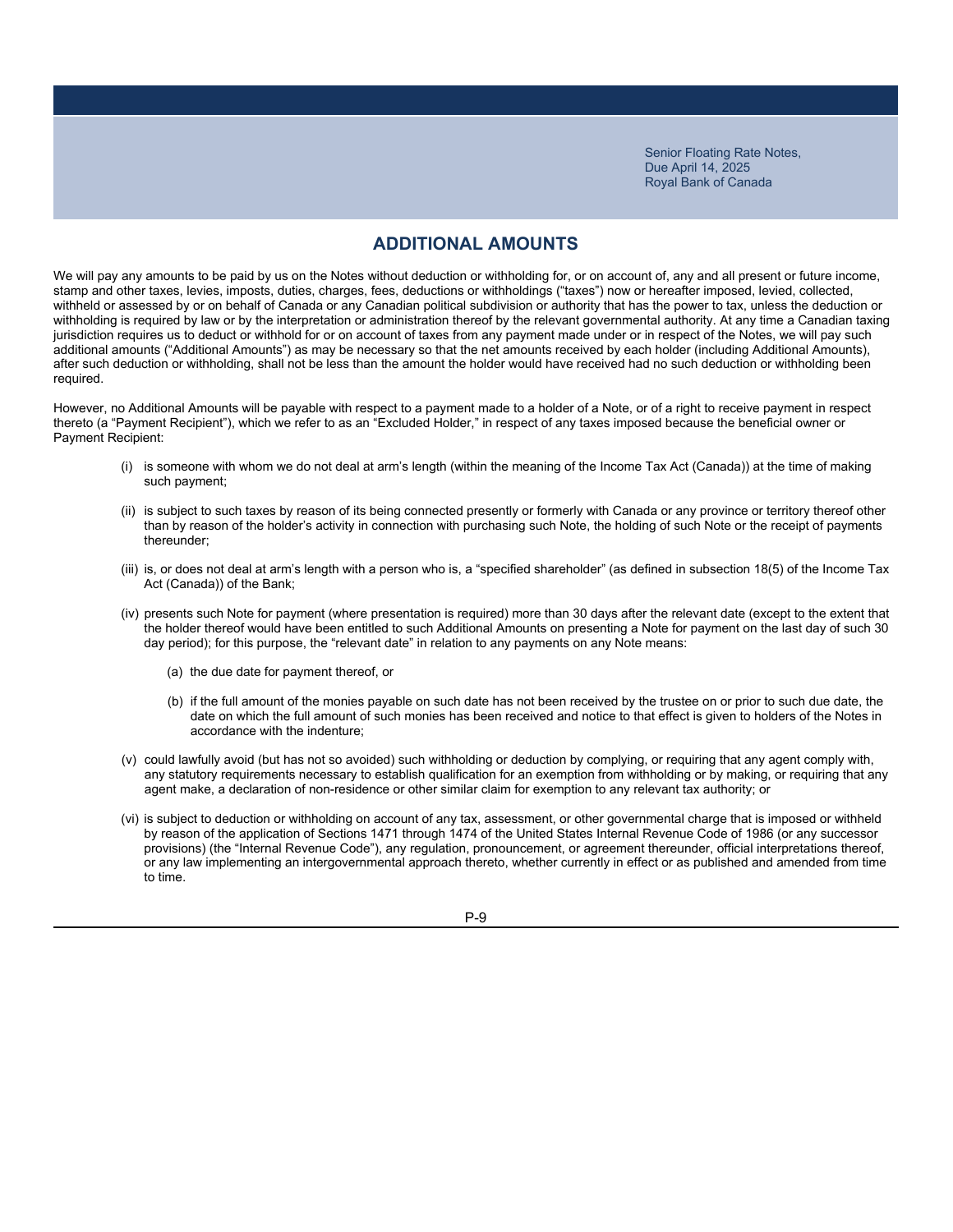## ADDITIONAL AMOUNTS

We will pay any amounts to be paid by us on the Notes without deduction or withholding for, or on account of, any and all present or future income, stamp and other taxes, levies, imposts, duties, charges, fees, deductions or withholdings ("taxes") now or hereafter imposed, levied, collected, withheld or assessed by or on behalf of Canada or any Canadian political subdivision or authority that has the power to tax, unless the deduction or withholding is required by law or by the interpretation or administration thereof by the relevant governmental authority. At any time a Canadian taxing jurisdiction requires us to deduct or withhold for or on account of taxes from any payment made under or in respect of the Notes, we will pay such additional amounts ("Additional Amounts") as may be necessary so that the net amounts received by each holder (including Additional Amounts), after such deduction or withholding, shall not be less than the amount the holder would have received had no such deduction or withholding been required.

However, no Additional Amounts will be payable with respect to a payment made to a holder of a Note, or of a right to receive payment in respect thereto (a "Payment Recipient"), which we refer to as an "Excluded Holder," in respect of any taxes imposed because the beneficial owner or Payment Recipient:

(i) is someone with whom we do not deal at arm's length (within the meaning of the Income Tax Act (Canada)) at the time of making such payment;

(ii) is subject to such taxes by reason of its being connected presently or formerly with Canada or any province or territory thereof other than by reason of the holder's activity in connection with purchasing such Note, the holding of such Note or the receipt of payments thereunder;

(iii) is, or does not deal at arm's length with a person who is, a "specified shareholder" (as defined in subsection 18(5) of the Income Tax Act (Canada)) of the Bank;

(iv) presents such Note for payment (where presentation is required) more than 30 days after the relevant date (except to the extent that the holder thereof would have been entitled to such Additional Amounts on presenting a Note for payment on the last day of such 30 day period); for this purpose, the "relevant date" in relation to any payments on any Note means:

  (a) the due date for payment thereof, or

  (b) if the full amount of the monies payable on such date has not been received by the trustee on or prior to such due date, the date on which the full amount of such monies has been received and notice to that effect is given to holders of the Notes in accordance with the indenture;

(v) could lawfully avoid (but has not so avoided) such withholding or deduction by complying, or requiring that any agent comply with, any statutory requirements necessary to establish qualification for an exemption from withholding or by making, or requiring that any agent make, a declaration of non-residence or other similar claim for exemption to any relevant tax authority; or

(vi) is subject to deduction or withholding on account of any tax, assessment, or other governmental charge that is imposed or withheld by reason of the application of Sections 1471 through 1474 of the United States Internal Revenue Code of 1986 (or any successor provisions) (the "Internal Revenue Code"), any regulation, pronouncement, or agreement thereunder, official interpretations thereof, or any law implementing an intergovernmental approach thereto, whether currently in effect or as published and amended from time to time.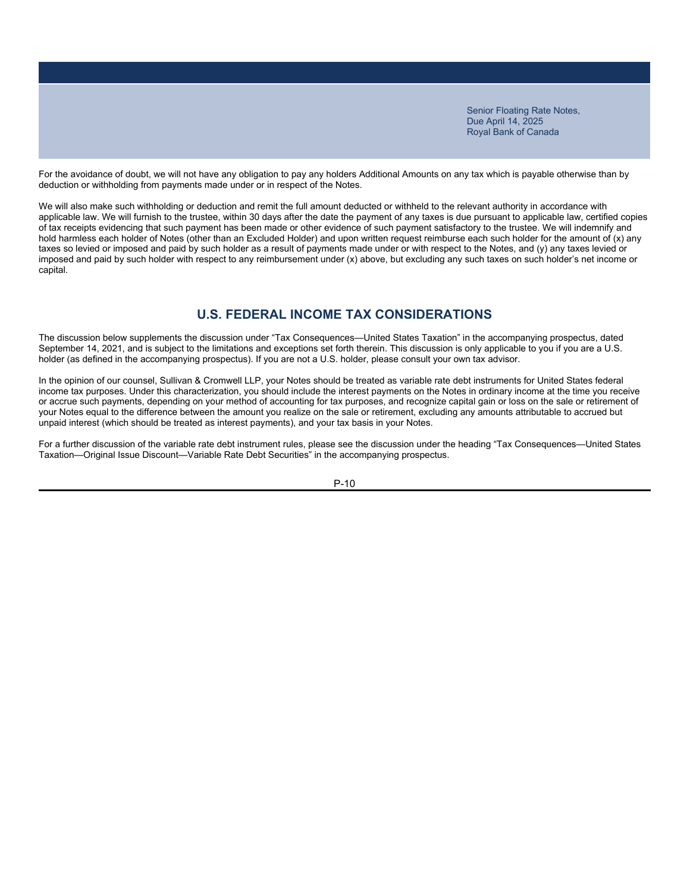For the avoidance of doubt, we will not have any obligation to pay any holders Additional Amounts on any tax which is payable otherwise than by deduction or withholding from payments made under or in respect of the Notes.

We will also make such withholding or deduction and remit the full amount deducted or withheld to the relevant authority in accordance with applicable law. We will furnish to the trustee, within 30 days after the date the payment of any taxes is due pursuant to applicable law, certified copies of tax receipts evidencing that such payment has been made or other evidence of such payment satisfactory to the trustee. We will indemnify and hold harmless each holder of Notes (other than an Excluded Holder) and upon written request reimburse each such holder for the amount of (x) any taxes so levied or imposed and paid by such holder as a result of payments made under or with respect to the Notes, and (y) any taxes levied or imposed and paid by such holder with respect to any reimbursement under (x) above, but excluding any such taxes on such holder's net income or capital.

## U.S. FEDERAL INCOME TAX CONSIDERATIONS

The discussion below supplements the discussion under "Tax Consequences—United States Taxation" in the accompanying prospectus, dated September 14, 2021, and is subject to the limitations and exceptions set forth therein. This discussion is only applicable to you if you are a U.S. holder (as defined in the accompanying prospectus). If you are not a U.S. holder, please consult your own tax advisor.

In the opinion of our counsel, Sullivan & Cromwell LLP, your Notes should be treated as variable rate debt instruments for United States federal income tax purposes. Under this characterization, you should include the interest payments on the Notes in ordinary income at the time you receive or accrue such payments, depending on your method of accounting for tax purposes, and recognize capital gain or loss on the sale or retirement of your Notes equal to the difference between the amount you realize on the sale or retirement, excluding any amounts attributable to accrued but unpaid interest (which should be treated as interest payments), and your tax basis in your Notes.

For a further discussion of the variable rate debt instrument rules, please see the discussion under the heading "Tax Consequences—United States Taxation—Original Issue Discount—Variable Rate Debt Securities" in the accompanying prospectus.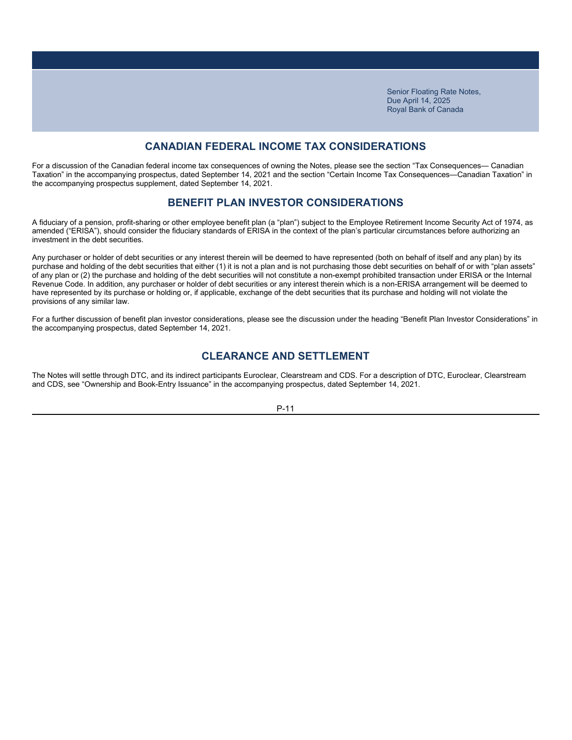## CANADIAN FEDERAL INCOME TAX CONSIDERATIONS

For a discussion of the Canadian federal income tax consequences of owning the Notes, please see the section "Tax Consequences— Canadian Taxation" in the accompanying prospectus, dated September 14, 2021 and the section "Certain Income Tax Consequences—Canadian Taxation" in the accompanying prospectus supplement, dated September 14, 2021.

## BENEFIT PLAN INVESTOR CONSIDERATIONS

A fiduciary of a pension, profit-sharing or other employee benefit plan (a "plan") subject to the Employee Retirement Income Security Act of 1974, as amended ("ERISA"), should consider the fiduciary standards of ERISA in the context of the plan's particular circumstances before authorizing an investment in the debt securities.

Any purchaser or holder of debt securities or any interest therein will be deemed to have represented (both on behalf of itself and any plan) by its purchase and holding of the debt securities that either (1) it is not a plan and is not purchasing those debt securities on behalf of or with "plan assets" of any plan or (2) the purchase and holding of the debt securities will not constitute a non-exempt prohibited transaction under ERISA or the Internal Revenue Code. In addition, any purchaser or holder of debt securities or any interest therein which is a non-ERISA arrangement will be deemed to have represented by its purchase or holding or, if applicable, exchange of the debt securities that its purchase and holding will not violate the provisions of any similar law.

For a further discussion of benefit plan investor considerations, please see the discussion under the heading "Benefit Plan Investor Considerations" in the accompanying prospectus, dated September 14, 2021.

## CLEARANCE AND SETTLEMENT

The Notes will settle through DTC, and its indirect participants Euroclear, Clearstream and CDS. For a description of DTC, Euroclear, Clearstream and CDS, see "Ownership and Book-Entry Issuance" in the accompanying prospectus, dated September 14, 2021.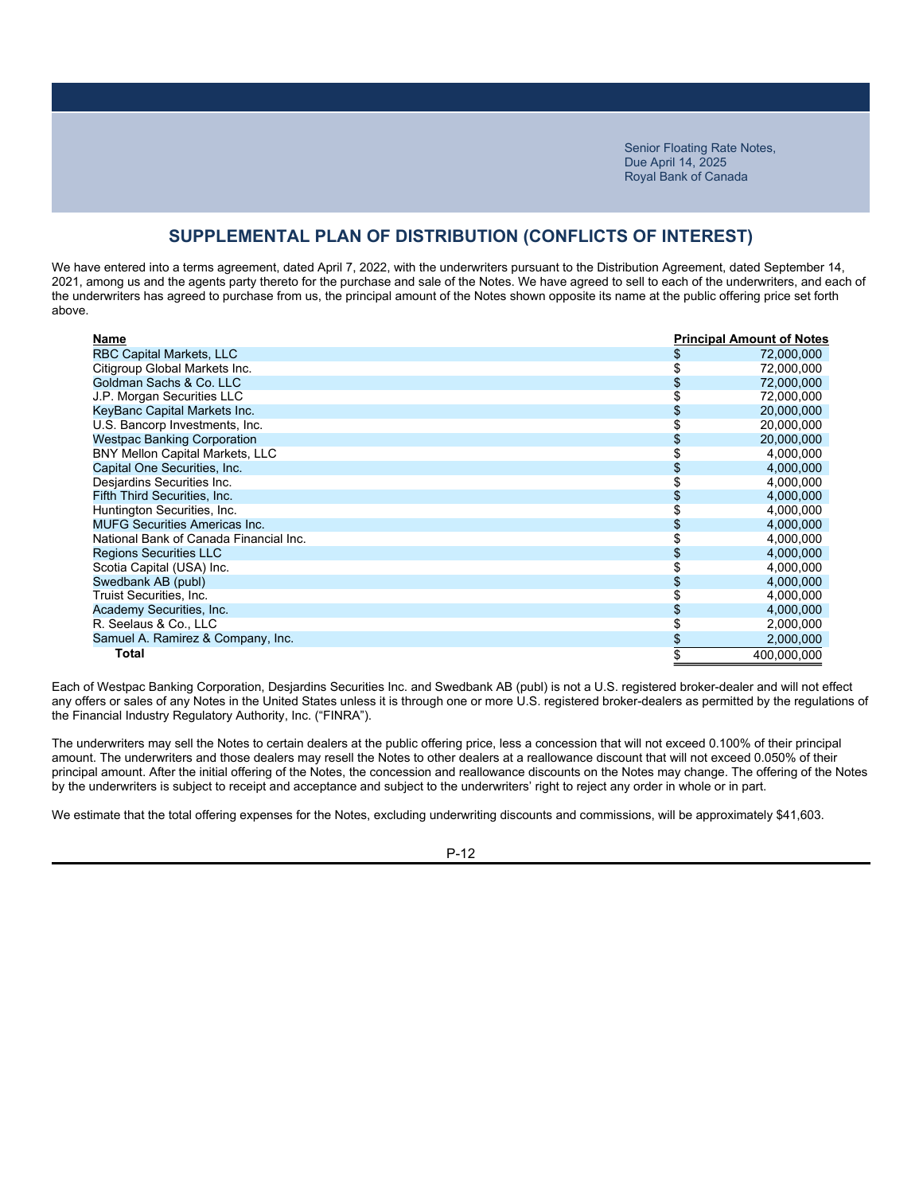## SUPPLEMENTAL PLAN OF DISTRIBUTION (CONFLICTS OF INTEREST)

We have entered into a terms agreement, dated April 7, 2022, with the underwriters pursuant to the Distribution Agreement, dated September 14, 2021, among us and the agents party thereto for the purchase and sale of the Notes. We have agreed to sell to each of the underwriters, and each of the underwriters has agreed to purchase from us, the principal amount of the Notes shown opposite its name at the public offering price set forth above.

| Name | Principal Amount of Notes |
|---|---|
| RBC Capital Markets, LLC | $ 72,000,000 |
| Citigroup Global Markets Inc. | $ 72,000,000 |
| Goldman Sachs & Co. LLC | $ 72,000,000 |
| J.P. Morgan Securities LLC | $ 72,000,000 |
| KeyBanc Capital Markets Inc. | $ 20,000,000 |
| U.S. Bancorp Investments, Inc. | $ 20,000,000 |
| Westpac Banking Corporation | $ 20,000,000 |
| BNY Mellon Capital Markets, LLC | $ 4,000,000 |
| Capital One Securities, Inc. | $ 4,000,000 |
| Desjardins Securities Inc. | $ 4,000,000 |
| Fifth Third Securities, Inc. | $ 4,000,000 |
| Huntington Securities, Inc. | $ 4,000,000 |
| MUFG Securities Americas Inc. | $ 4,000,000 |
| National Bank of Canada Financial Inc. | $ 4,000,000 |
| Regions Securities LLC | $ 4,000,000 |
| Scotia Capital (USA) Inc. | $ 4,000,000 |
| Swedbank AB (publ) | $ 4,000,000 |
| Truist Securities, Inc. | $ 4,000,000 |
| Academy Securities, Inc. | $ 4,000,000 |
| R. Seelaus & Co., LLC | $ 2,000,000 |
| Samuel A. Ramirez & Company, Inc. | $ 2,000,000 |
| **Total** | $ 400,000,000 |

Each of Westpac Banking Corporation, Desjardins Securities Inc. and Swedbank AB (publ) is not a U.S. registered broker-dealer and will not effect any offers or sales of any Notes in the United States unless it is through one or more U.S. registered broker-dealers as permitted by the regulations of the Financial Industry Regulatory Authority, Inc. ("FINRA").

The underwriters may sell the Notes to certain dealers at the public offering price, less a concession that will not exceed 0.100% of their principal amount. The underwriters and those dealers may resell the Notes to other dealers at a reallowance discount that will not exceed 0.050% of their principal amount. After the initial offering of the Notes, the concession and reallowance discounts on the Notes may change. The offering of the Notes by the underwriters is subject to receipt and acceptance and subject to the underwriters' right to reject any order in whole or in part.

We estimate that the total offering expenses for the Notes, excluding underwriting discounts and commissions, will be approximately $41,603.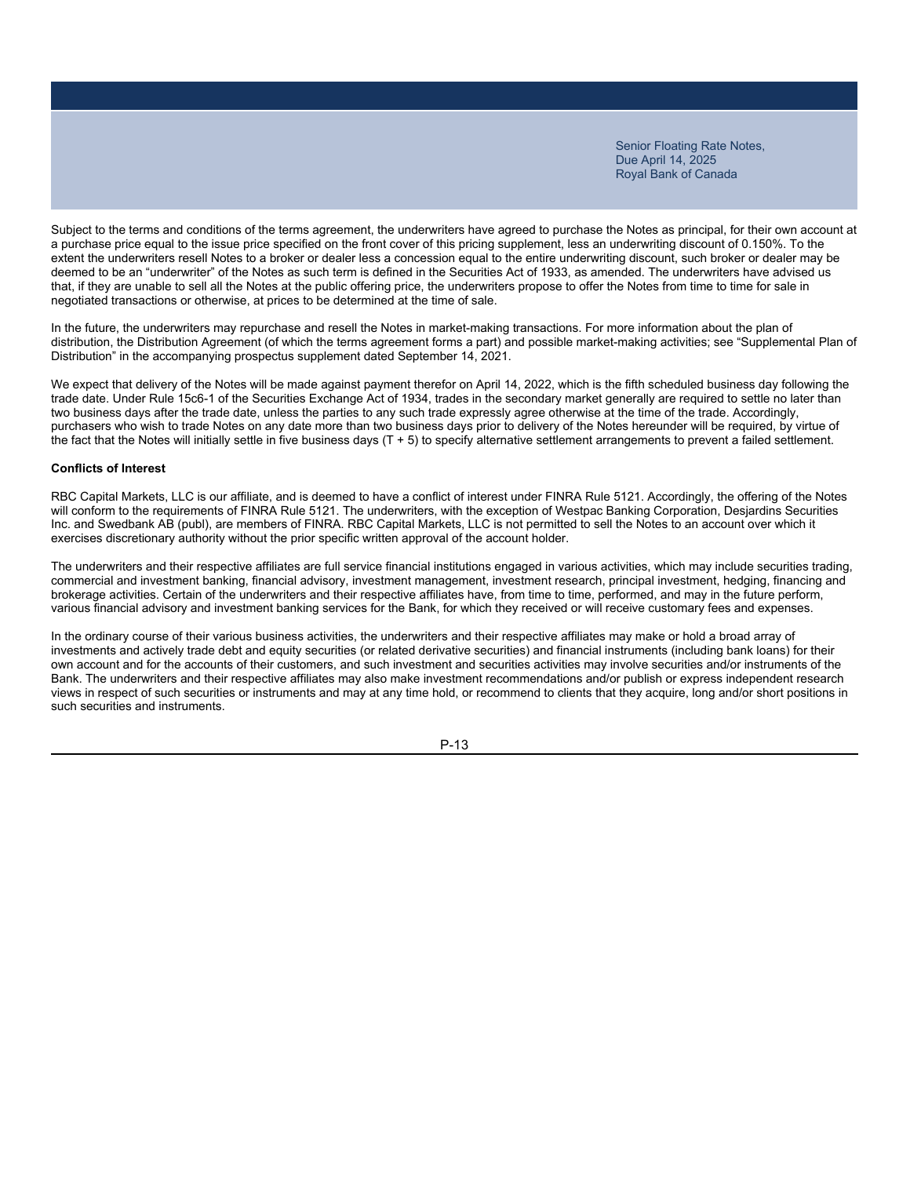Subject to the terms and conditions of the terms agreement, the underwriters have agreed to purchase the Notes as principal, for their own account at a purchase price equal to the issue price specified on the front cover of this pricing supplement, less an underwriting discount of 0.150%. To the extent the underwriters resell Notes to a broker or dealer less a concession equal to the entire underwriting discount, such broker or dealer may be deemed to be an "underwriter" of the Notes as such term is defined in the Securities Act of 1933, as amended. The underwriters have advised us that, if they are unable to sell all the Notes at the public offering price, the underwriters propose to offer the Notes from time to time for sale in negotiated transactions or otherwise, at prices to be determined at the time of sale.

In the future, the underwriters may repurchase and resell the Notes in market-making transactions. For more information about the plan of distribution, the Distribution Agreement (of which the terms agreement forms a part) and possible market-making activities; see "Supplemental Plan of Distribution" in the accompanying prospectus supplement dated September 14, 2021.

We expect that delivery of the Notes will be made against payment therefor on April 14, 2022, which is the fifth scheduled business day following the trade date. Under Rule 15c6-1 of the Securities Exchange Act of 1934, trades in the secondary market generally are required to settle no later than two business days after the trade date, unless the parties to any such trade expressly agree otherwise at the time of the trade. Accordingly, purchasers who wish to trade Notes on any date more than two business days prior to delivery of the Notes hereunder will be required, by virtue of the fact that the Notes will initially settle in five business days (T + 5) to specify alternative settlement arrangements to prevent a failed settlement.

**Conflicts of Interest**

RBC Capital Markets, LLC is our affiliate, and is deemed to have a conflict of interest under FINRA Rule 5121. Accordingly, the offering of the Notes will conform to the requirements of FINRA Rule 5121. The underwriters, with the exception of Westpac Banking Corporation, Desjardins Securities Inc. and Swedbank AB (publ), are members of FINRA. RBC Capital Markets, LLC is not permitted to sell the Notes to an account over which it exercises discretionary authority without the prior specific written approval of the account holder.

The underwriters and their respective affiliates are full service financial institutions engaged in various activities, which may include securities trading, commercial and investment banking, financial advisory, investment management, investment research, principal investment, hedging, financing and brokerage activities. Certain of the underwriters and their respective affiliates have, from time to time, performed, and may in the future perform, various financial advisory and investment banking services for the Bank, for which they received or will receive customary fees and expenses.

In the ordinary course of their various business activities, the underwriters and their respective affiliates may make or hold a broad array of investments and actively trade debt and equity securities (or related derivative securities) and financial instruments (including bank loans) for their own account and for the accounts of their customers, and such investment and securities activities may involve securities and/or instruments of the Bank. The underwriters and their respective affiliates may also make investment recommendations and/or publish or express independent research views in respect of such securities or instruments and may at any time hold, or recommend to clients that they acquire, long and/or short positions in such securities and instruments.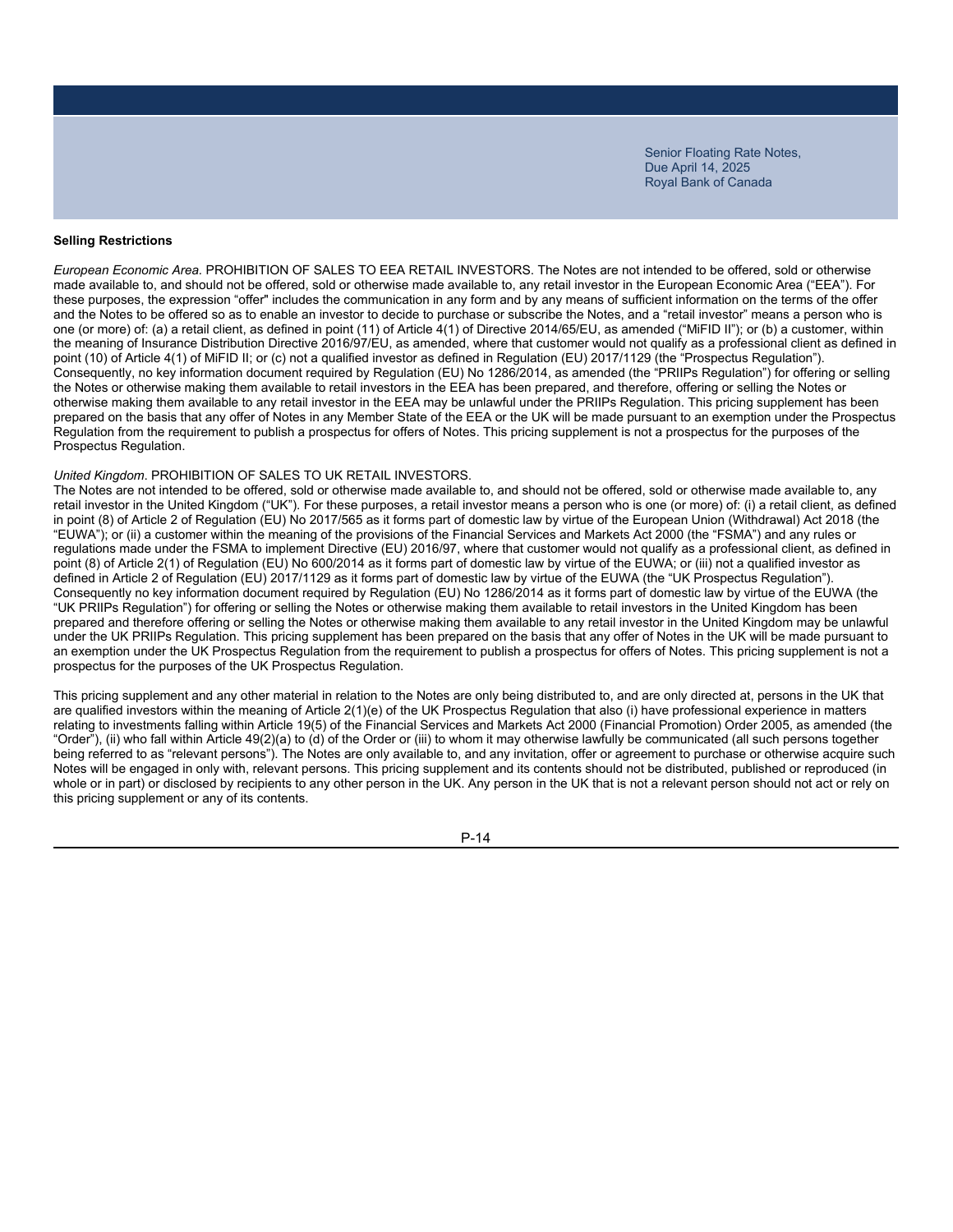## Selling Restrictions

*European Economic Area.* PROHIBITION OF SALES TO EEA RETAIL INVESTORS. The Notes are not intended to be offered, sold or otherwise made available to, and should not be offered, sold or otherwise made available to, any retail investor in the European Economic Area ("EEA"). For these purposes, the expression "offer" includes the communication in any form and by any means of sufficient information on the terms of the offer and the Notes to be offered so as to enable an investor to decide to purchase or subscribe the Notes, and a "retail investor" means a person who is one (or more) of: (a) a retail client, as defined in point (11) of Article 4(1) of Directive 2014/65/EU, as amended ("MiFID II"); or (b) a customer, within the meaning of Insurance Distribution Directive 2016/97/EU, as amended, where that customer would not qualify as a professional client as defined in point (10) of Article 4(1) of MiFID II; or (c) not a qualified investor as defined in Regulation (EU) 2017/1129 (the "Prospectus Regulation"). Consequently, no key information document required by Regulation (EU) No 1286/2014, as amended (the "PRIIPs Regulation") for offering or selling the Notes or otherwise making them available to retail investors in the EEA has been prepared, and therefore, offering or selling the Notes or otherwise making them available to any retail investor in the EEA may be unlawful under the PRIIPs Regulation. This pricing supplement has been prepared on the basis that any offer of Notes in any Member State of the EEA or the UK will be made pursuant to an exemption under the Prospectus Regulation from the requirement to publish a prospectus for offers of Notes. This pricing supplement is not a prospectus for the purposes of the Prospectus Regulation.

*United Kingdom*. PROHIBITION OF SALES TO UK RETAIL INVESTORS.
The Notes are not intended to be offered, sold or otherwise made available to, and should not be offered, sold or otherwise made available to, any retail investor in the United Kingdom ("UK"). For these purposes, a retail investor means a person who is one (or more) of: (i) a retail client, as defined in point (8) of Article 2 of Regulation (EU) No 2017/565 as it forms part of domestic law by virtue of the European Union (Withdrawal) Act 2018 (the "EUWA"); or (ii) a customer within the meaning of the provisions of the Financial Services and Markets Act 2000 (the "FSMA") and any rules or regulations made under the FSMA to implement Directive (EU) 2016/97, where that customer would not qualify as a professional client, as defined in point (8) of Article 2(1) of Regulation (EU) No 600/2014 as it forms part of domestic law by virtue of the EUWA; or (iii) not a qualified investor as defined in Article 2 of Regulation (EU) 2017/1129 as it forms part of domestic law by virtue of the EUWA (the "UK Prospectus Regulation"). Consequently no key information document required by Regulation (EU) No 1286/2014 as it forms part of domestic law by virtue of the EUWA (the "UK PRIIPs Regulation") for offering or selling the Notes or otherwise making them available to retail investors in the United Kingdom has been prepared and therefore offering or selling the Notes or otherwise making them available to any retail investor in the United Kingdom may be unlawful under the UK PRIIPs Regulation. This pricing supplement has been prepared on the basis that any offer of Notes in the UK will be made pursuant to an exemption under the UK Prospectus Regulation from the requirement to publish a prospectus for offers of Notes. This pricing supplement is not a prospectus for the purposes of the UK Prospectus Regulation.

This pricing supplement and any other material in relation to the Notes are only being distributed to, and are only directed at, persons in the UK that are qualified investors within the meaning of Article 2(1)(e) of the UK Prospectus Regulation that also (i) have professional experience in matters relating to investments falling within Article 19(5) of the Financial Services and Markets Act 2000 (Financial Promotion) Order 2005, as amended (the "Order"), (ii) who fall within Article 49(2)(a) to (d) of the Order or (iii) to whom it may otherwise lawfully be communicated (all such persons together being referred to as "relevant persons"). The Notes are only available to, and any invitation, offer or agreement to purchase or otherwise acquire such Notes will be engaged in only with, relevant persons. This pricing supplement and its contents should not be distributed, published or reproduced (in whole or in part) or disclosed by recipients to any other person in the UK. Any person in the UK that is not a relevant person should not act or rely on this pricing supplement or any of its contents.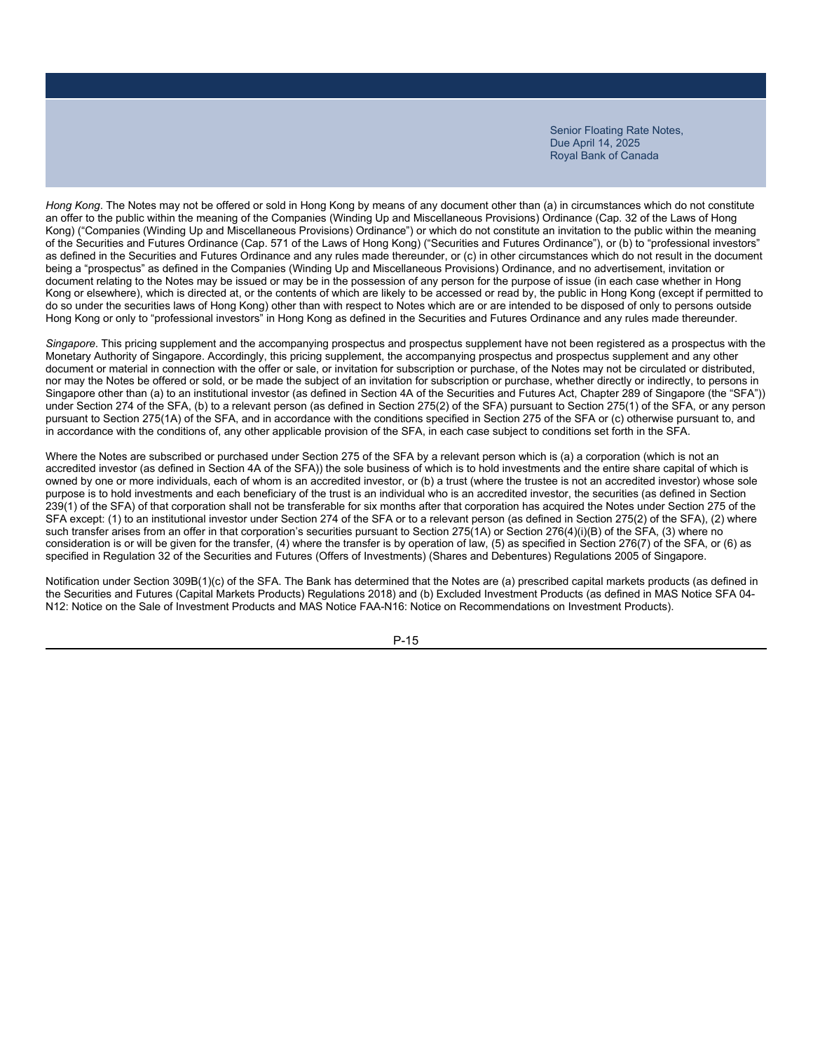*Hong Kong*. The Notes may not be offered or sold in Hong Kong by means of any document other than (a) in circumstances which do not constitute an offer to the public within the meaning of the Companies (Winding Up and Miscellaneous Provisions) Ordinance (Cap. 32 of the Laws of Hong Kong) ("Companies (Winding Up and Miscellaneous Provisions) Ordinance") or which do not constitute an invitation to the public within the meaning of the Securities and Futures Ordinance (Cap. 571 of the Laws of Hong Kong) ("Securities and Futures Ordinance"), or (b) to "professional investors" as defined in the Securities and Futures Ordinance and any rules made thereunder, or (c) in other circumstances which do not result in the document being a "prospectus" as defined in the Companies (Winding Up and Miscellaneous Provisions) Ordinance, and no advertisement, invitation or document relating to the Notes may be issued or may be in the possession of any person for the purpose of issue (in each case whether in Hong Kong or elsewhere), which is directed at, or the contents of which are likely to be accessed or read by, the public in Hong Kong (except if permitted to do so under the securities laws of Hong Kong) other than with respect to Notes which are or are intended to be disposed of only to persons outside Hong Kong or only to "professional investors" in Hong Kong as defined in the Securities and Futures Ordinance and any rules made thereunder.

*Singapore*. This pricing supplement and the accompanying prospectus and prospectus supplement have not been registered as a prospectus with the Monetary Authority of Singapore. Accordingly, this pricing supplement, the accompanying prospectus and prospectus supplement and any other document or material in connection with the offer or sale, or invitation for subscription or purchase, of the Notes may not be circulated or distributed, nor may the Notes be offered or sold, or be made the subject of an invitation for subscription or purchase, whether directly or indirectly, to persons in Singapore other than (a) to an institutional investor (as defined in Section 4A of the Securities and Futures Act, Chapter 289 of Singapore (the "SFA")) under Section 274 of the SFA, (b) to a relevant person (as defined in Section 275(2) of the SFA) pursuant to Section 275(1) of the SFA, or any person pursuant to Section 275(1A) of the SFA, and in accordance with the conditions specified in Section 275 of the SFA or (c) otherwise pursuant to, and in accordance with the conditions of, any other applicable provision of the SFA, in each case subject to conditions set forth in the SFA.

Where the Notes are subscribed or purchased under Section 275 of the SFA by a relevant person which is (a) a corporation (which is not an accredited investor (as defined in Section 4A of the SFA)) the sole business of which is to hold investments and the entire share capital of which is owned by one or more individuals, each of whom is an accredited investor, or (b) a trust (where the trustee is not an accredited investor) whose sole purpose is to hold investments and each beneficiary of the trust is an individual who is an accredited investor, the securities (as defined in Section 239(1) of the SFA) of that corporation shall not be transferable for six months after that corporation has acquired the Notes under Section 275 of the SFA except: (1) to an institutional investor under Section 274 of the SFA or to a relevant person (as defined in Section 275(2) of the SFA), (2) where such transfer arises from an offer in that corporation's securities pursuant to Section 275(1A) or Section 276(4)(i)(B) of the SFA, (3) where no consideration is or will be given for the transfer, (4) where the transfer is by operation of law, (5) as specified in Section 276(7) of the SFA, or (6) as specified in Regulation 32 of the Securities and Futures (Offers of Investments) (Shares and Debentures) Regulations 2005 of Singapore.

Notification under Section 309B(1)(c) of the SFA. The Bank has determined that the Notes are (a) prescribed capital markets products (as defined in the Securities and Futures (Capital Markets Products) Regulations 2018) and (b) Excluded Investment Products (as defined in MAS Notice SFA 04-N12: Notice on the Sale of Investment Products and MAS Notice FAA-N16: Notice on Recommendations on Investment Products).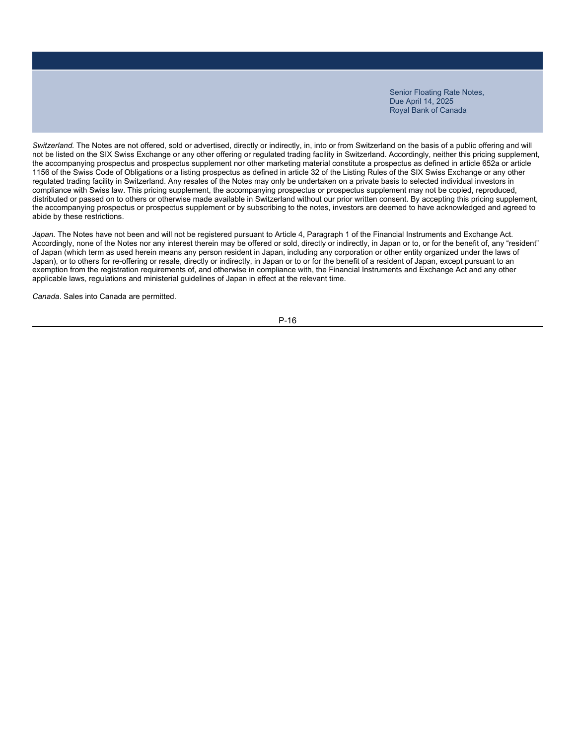*Switzerland.* The Notes are not offered, sold or advertised, directly or indirectly, in, into or from Switzerland on the basis of a public offering and will not be listed on the SIX Swiss Exchange or any other offering or regulated trading facility in Switzerland. Accordingly, neither this pricing supplement, the accompanying prospectus and prospectus supplement nor other marketing material constitute a prospectus as defined in article 652a or article 1156 of the Swiss Code of Obligations or a listing prospectus as defined in article 32 of the Listing Rules of the SIX Swiss Exchange or any other regulated trading facility in Switzerland. Any resales of the Notes may only be undertaken on a private basis to selected individual investors in compliance with Swiss law. This pricing supplement, the accompanying prospectus or prospectus supplement may not be copied, reproduced, distributed or passed on to others or otherwise made available in Switzerland without our prior written consent. By accepting this pricing supplement, the accompanying prospectus or prospectus supplement or by subscribing to the notes, investors are deemed to have acknowledged and agreed to abide by these restrictions.

*Japan.* The Notes have not been and will not be registered pursuant to Article 4, Paragraph 1 of the Financial Instruments and Exchange Act. Accordingly, none of the Notes nor any interest therein may be offered or sold, directly or indirectly, in Japan or to, or for the benefit of, any "resident" of Japan (which term as used herein means any person resident in Japan, including any corporation or other entity organized under the laws of Japan), or to others for re-offering or resale, directly or indirectly, in Japan or to or for the benefit of a resident of Japan, except pursuant to an exemption from the registration requirements of, and otherwise in compliance with, the Financial Instruments and Exchange Act and any other applicable laws, regulations and ministerial guidelines of Japan in effect at the relevant time.

*Canada*. Sales into Canada are permitted.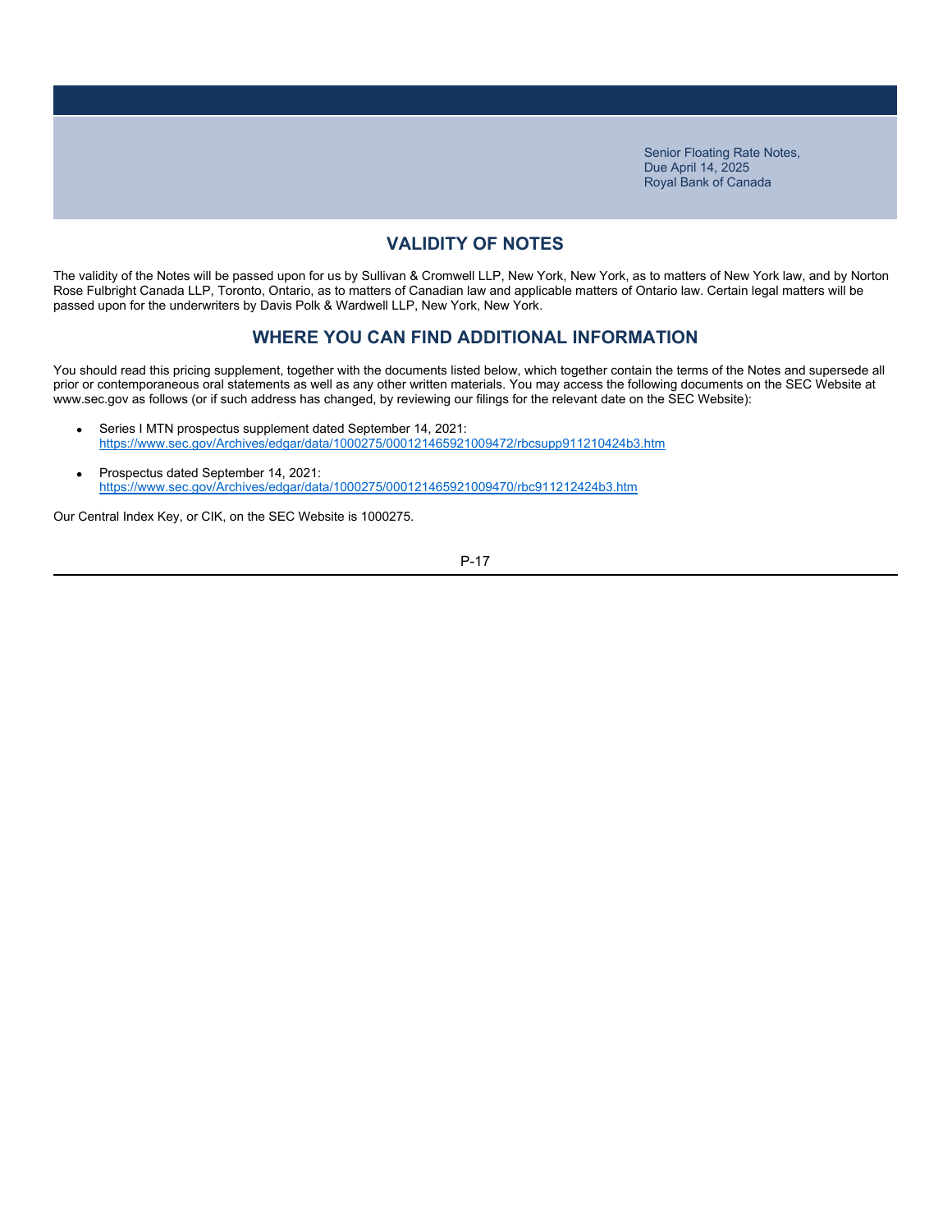## VALIDITY OF NOTES

The validity of the Notes will be passed upon for us by Sullivan & Cromwell LLP, New York, New York, as to matters of New York law, and by Norton Rose Fulbright Canada LLP, Toronto, Ontario, as to matters of Canadian law and applicable matters of Ontario law. Certain legal matters will be passed upon for the underwriters by Davis Polk & Wardwell LLP, New York, New York.

## WHERE YOU CAN FIND ADDITIONAL INFORMATION

You should read this pricing supplement, together with the documents listed below, which together contain the terms of the Notes and supersede all prior or contemporaneous oral statements as well as any other written materials. You may access the following documents on the SEC Website at www.sec.gov as follows (or if such address has changed, by reviewing our filings for the relevant date on the SEC Website):

- Series I MTN prospectus supplement dated September 14, 2021:
  https://www.sec.gov/Archives/edgar/data/1000275/000121465921009472/rbcsupp911210424b3.htm

- Prospectus dated September 14, 2021:
  https://www.sec.gov/Archives/edgar/data/1000275/000121465921009470/rbc911212424b3.htm

Our Central Index Key, or CIK, on the SEC Website is 1000275.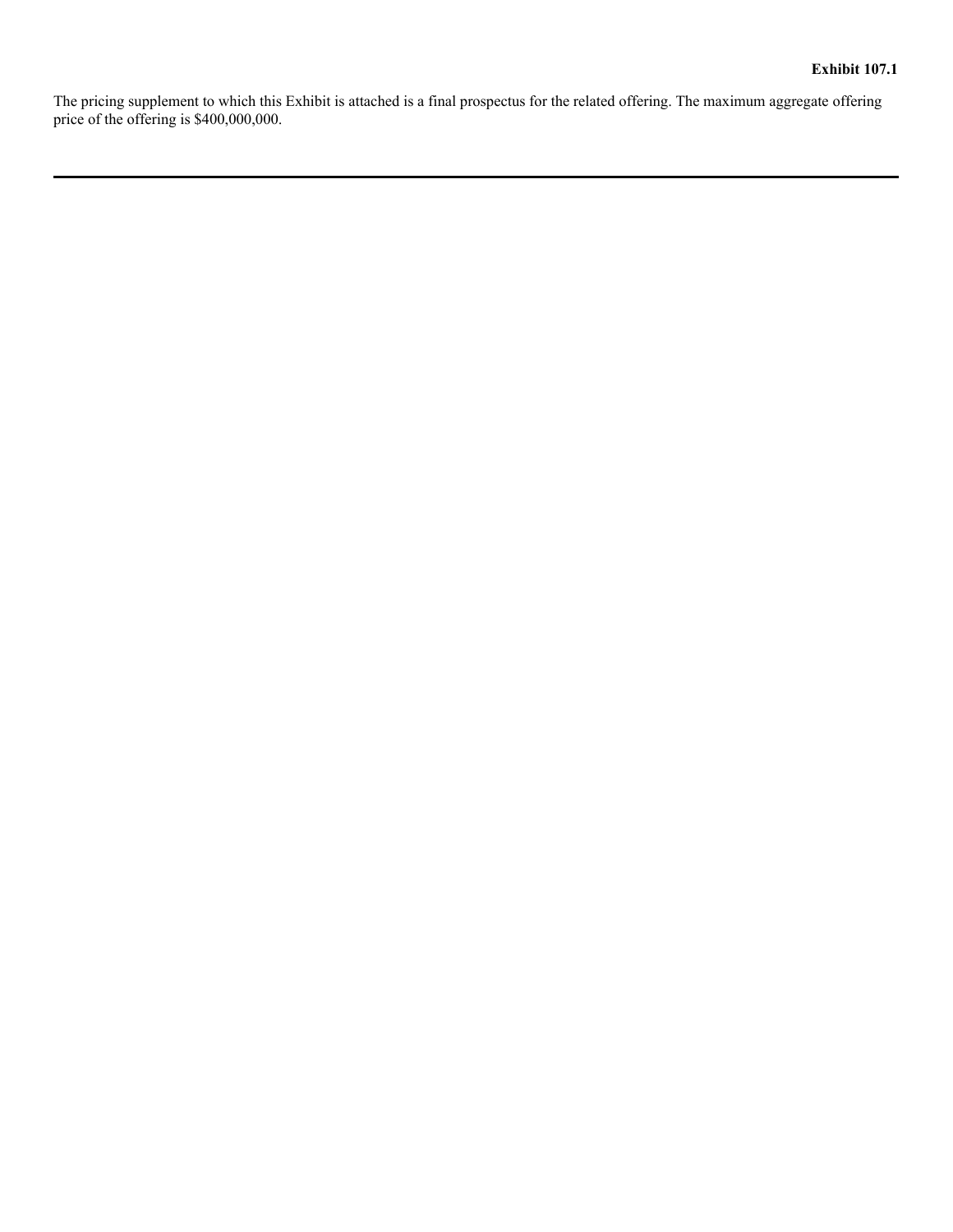**Exhibit 107.1**

The pricing supplement to which this Exhibit is attached is a final prospectus for the related offering. The maximum aggregate offering price of the offering is $400,000,000.

---